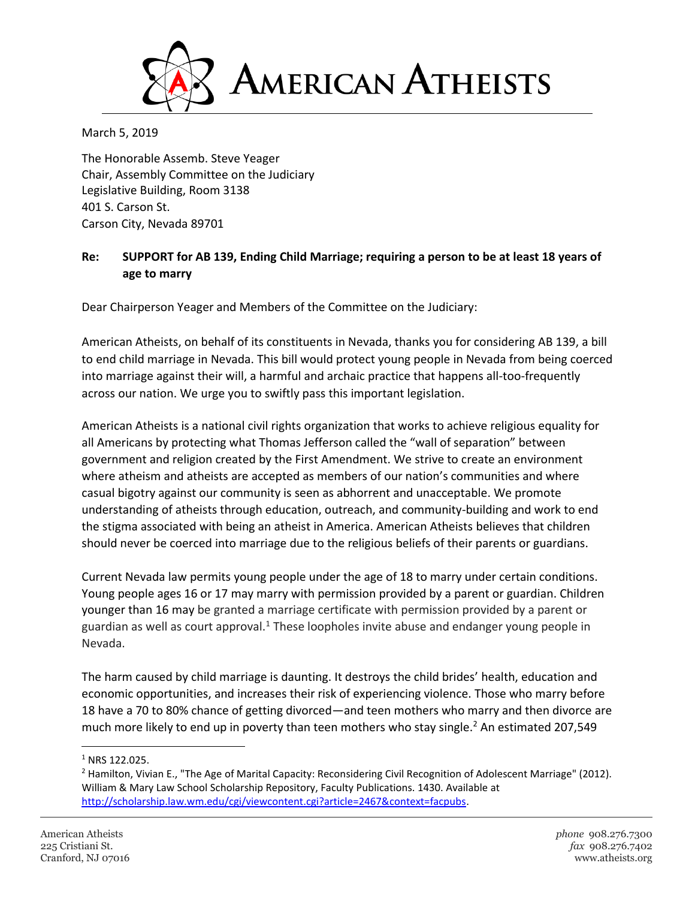# American Atheists

March 5, 2019

The Honorable Assemb. Steve Yeager
Chair, Assembly Committee on the Judiciary
Legislative Building, Room 3138
401 S. Carson St.
Carson City, Nevada 89701

**Re: SUPPORT for AB 139, Ending Child Marriage; requiring a person to be at least 18 years of age to marry**

Dear Chairperson Yeager and Members of the Committee on the Judiciary:

American Atheists, on behalf of its constituents in Nevada, thanks you for considering AB 139, a bill to end child marriage in Nevada. This bill would protect young people in Nevada from being coerced into marriage against their will, a harmful and archaic practice that happens all-too-frequently across our nation. We urge you to swiftly pass this important legislation.

American Atheists is a national civil rights organization that works to achieve religious equality for all Americans by protecting what Thomas Jefferson called the "wall of separation" between government and religion created by the First Amendment. We strive to create an environment where atheism and atheists are accepted as members of our nation's communities and where casual bigotry against our community is seen as abhorrent and unacceptable. We promote understanding of atheists through education, outreach, and community-building and work to end the stigma associated with being an atheist in America. American Atheists believes that children should never be coerced into marriage due to the religious beliefs of their parents or guardians.

Current Nevada law permits young people under the age of 18 to marry under certain conditions. Young people ages 16 or 17 may marry with permission provided by a parent or guardian. Children younger than 16 may be granted a marriage certificate with permission provided by a parent or guardian as well as court approval.[1] These loopholes invite abuse and endanger young people in Nevada.

The harm caused by child marriage is daunting. It destroys the child brides' health, education and economic opportunities, and increases their risk of experiencing violence. Those who marry before 18 have a 70 to 80% chance of getting divorced—and teen mothers who marry and then divorce are much more likely to end up in poverty than teen mothers who stay single.[2] An estimated 207,549

---

[1] NRS 122.025.

[2] Hamilton, Vivian E., "The Age of Marital Capacity: Reconsidering Civil Recognition of Adolescent Marriage" (2012). William & Mary Law School Scholarship Repository, Faculty Publications. 1430. Available at http://scholarship.law.wm.edu/cgi/viewcontent.cgi?article=2467&context=facpubs.

American Atheists
225 Cristiani St.
Cranford, NJ 07016

*phone* 908.276.7300
*fax* 908.276.7402
www.atheists.org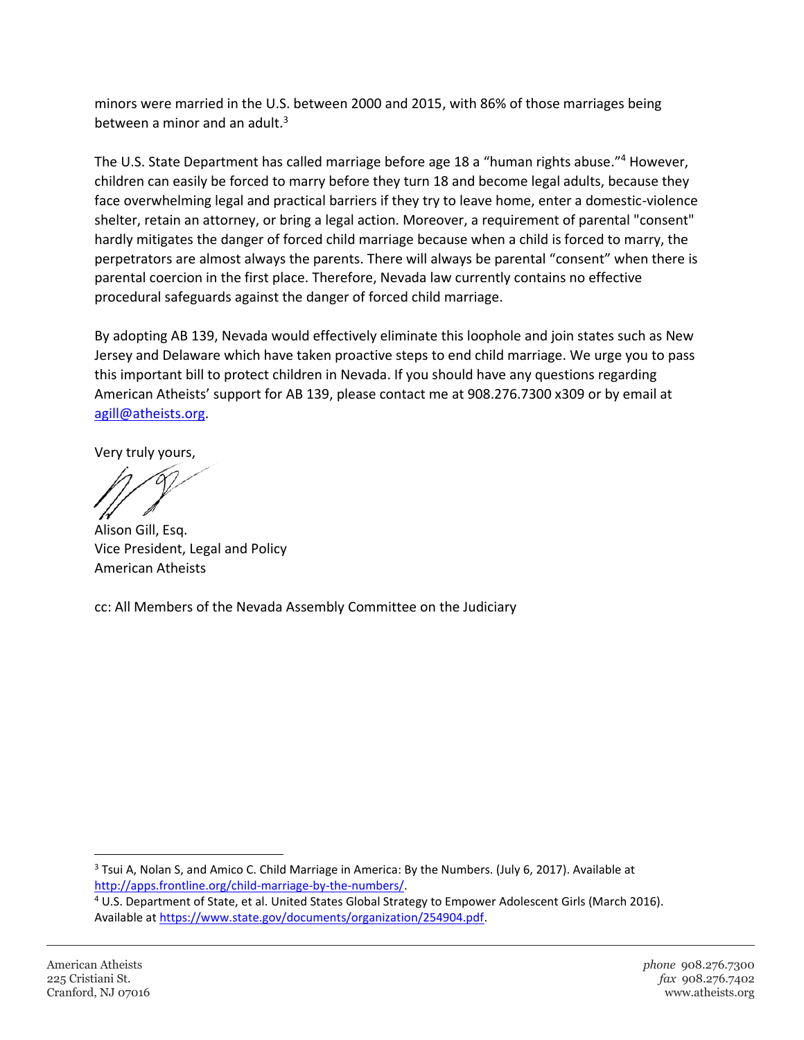minors were married in the U.S. between 2000 and 2015, with 86% of those marriages being between a minor and an adult.[3]

The U.S. State Department has called marriage before age 18 a "human rights abuse."[4] However, children can easily be forced to marry before they turn 18 and become legal adults, because they face overwhelming legal and practical barriers if they try to leave home, enter a domestic-violence shelter, retain an attorney, or bring a legal action. Moreover, a requirement of parental "consent" hardly mitigates the danger of forced child marriage because when a child is forced to marry, the perpetrators are almost always the parents. There will always be parental "consent" when there is parental coercion in the first place. Therefore, Nevada law currently contains no effective procedural safeguards against the danger of forced child marriage.

By adopting AB 139, Nevada would effectively eliminate this loophole and join states such as New Jersey and Delaware which have taken proactive steps to end child marriage. We urge you to pass this important bill to protect children in Nevada. If you should have any questions regarding American Atheists' support for AB 139, please contact me at 908.276.7300 x309 or by email at agill@atheists.org.

Very truly yours,

Alison Gill, Esq.
Vice President, Legal and Policy
American Atheists

cc: All Members of the Nevada Assembly Committee on the Judiciary

---

[3] Tsui A, Nolan S, and Amico C. Child Marriage in America: By the Numbers. (July 6, 2017). Available at http://apps.frontline.org/child-marriage-by-the-numbers/.

[4] U.S. Department of State, et al. United States Global Strategy to Empower Adolescent Girls (March 2016). Available at https://www.state.gov/documents/organization/254904.pdf.